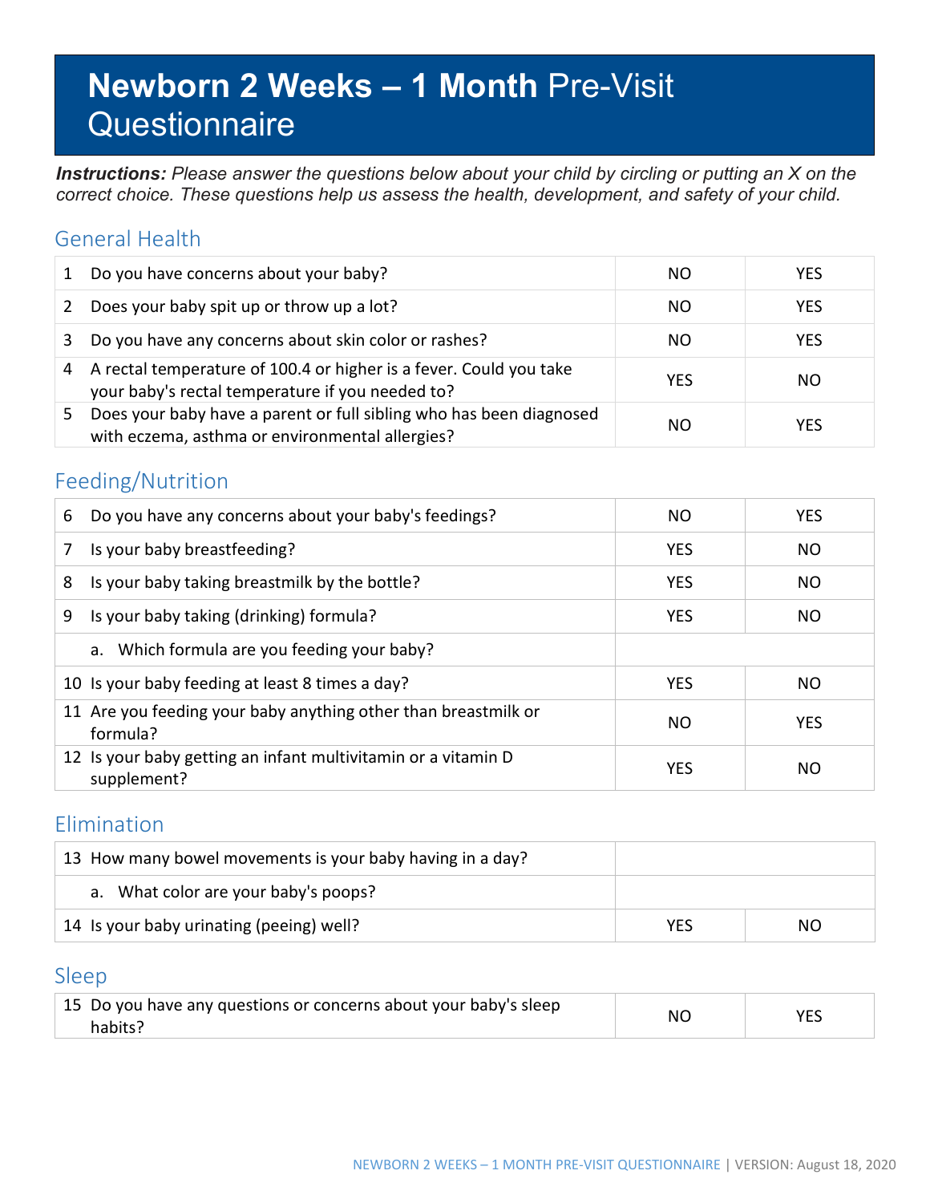# **Newborn 2 Weeks – 1 Month** Pre-Visit Questionnaire

***Instructions:*** *Please answer the questions below about your child by circling or putting an X on the correct choice. These questions help us assess the health, development, and safety of your child.*

## General Health

| | | | |
|---|---|---|---|
| 1 | Do you have concerns about your baby? | NO | YES |
| 2 | Does your baby spit up or throw up a lot? | NO | YES |
| 3 | Do you have any concerns about skin color or rashes? | NO | YES |
| 4 | A rectal temperature of 100.4 or higher is a fever. Could you take your baby's rectal temperature if you needed to? | YES | NO |
| 5 | Does your baby have a parent or full sibling who has been diagnosed with eczema, asthma or environmental allergies? | NO | YES |

## Feeding/Nutrition

| | | | |
|---|---|---|---|
| 6 | Do you have any concerns about your baby's feedings? | NO | YES |
| 7 | Is your baby breastfeeding? | YES | NO |
| 8 | Is your baby taking breastmilk by the bottle? | YES | NO |
| 9 | Is your baby taking (drinking) formula? | YES | NO |
| | a. Which formula are you feeding your baby? | | |
| 10 | Is your baby feeding at least 8 times a day? | YES | NO |
| 11 | Are you feeding your baby anything other than breastmilk or formula? | NO | YES |
| 12 | Is your baby getting an infant multivitamin or a vitamin D supplement? | YES | NO |

## Elimination

| | | | |
|---|---|---|---|
| 13 | How many bowel movements is your baby having in a day? | | |
| | a. What color are your baby's poops? | | |
| 14 | Is your baby urinating (peeing) well? | YES | NO |

## Sleep

| | | | |
|---|---|---|---|
| 15 | Do you have any questions or concerns about your baby's sleep habits? | NO | YES |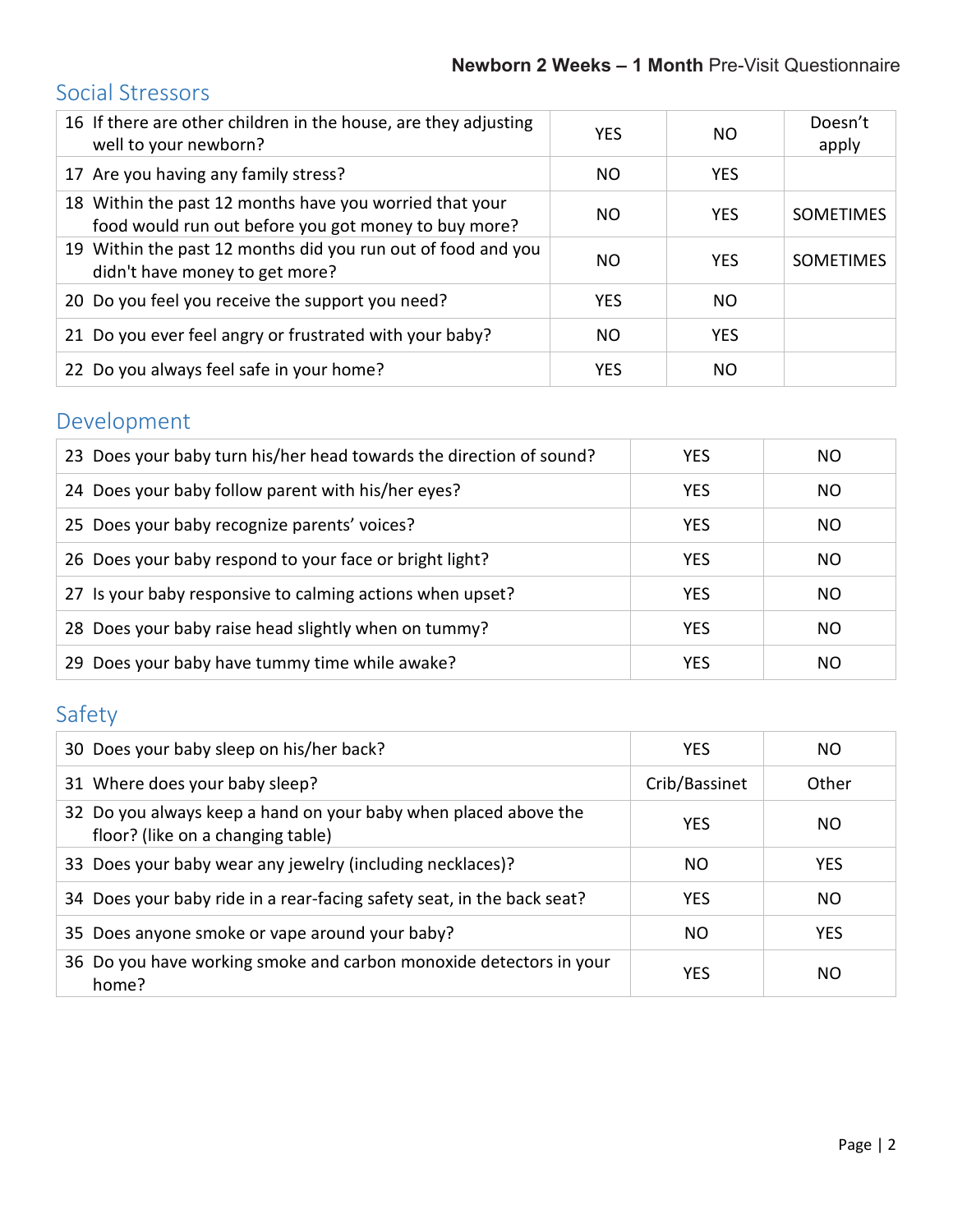## Social Stressors

| | | | |
|---|---|---|---|
| 16 If there are other children in the house, are they adjusting well to your newborn? | YES | NO | Doesn't apply |
| 17 Are you having any family stress? | NO | YES | |
| 18 Within the past 12 months have you worried that your food would run out before you got money to buy more? | NO | YES | SOMETIMES |
| 19 Within the past 12 months did you run out of food and you didn't have money to get more? | NO | YES | SOMETIMES |
| 20 Do you feel you receive the support you need? | YES | NO | |
| 21 Do you ever feel angry or frustrated with your baby? | NO | YES | |
| 22 Do you always feel safe in your home? | YES | NO | |

## Development

| | | |
|---|---|---|
| 23 Does your baby turn his/her head towards the direction of sound? | YES | NO |
| 24 Does your baby follow parent with his/her eyes? | YES | NO |
| 25 Does your baby recognize parents' voices? | YES | NO |
| 26 Does your baby respond to your face or bright light? | YES | NO |
| 27 Is your baby responsive to calming actions when upset? | YES | NO |
| 28 Does your baby raise head slightly when on tummy? | YES | NO |
| 29 Does your baby have tummy time while awake? | YES | NO |

## Safety

| | | |
|---|---|---|
| 30 Does your baby sleep on his/her back? | YES | NO |
| 31 Where does your baby sleep? | Crib/Bassinet | Other |
| 32 Do you always keep a hand on your baby when placed above the floor? (like on a changing table) | YES | NO |
| 33 Does your baby wear any jewelry (including necklaces)? | NO | YES |
| 34 Does your baby ride in a rear-facing safety seat, in the back seat? | YES | NO |
| 35 Does anyone smoke or vape around your baby? | NO | YES |
| 36 Do you have working smoke and carbon monoxide detectors in your home? | YES | NO |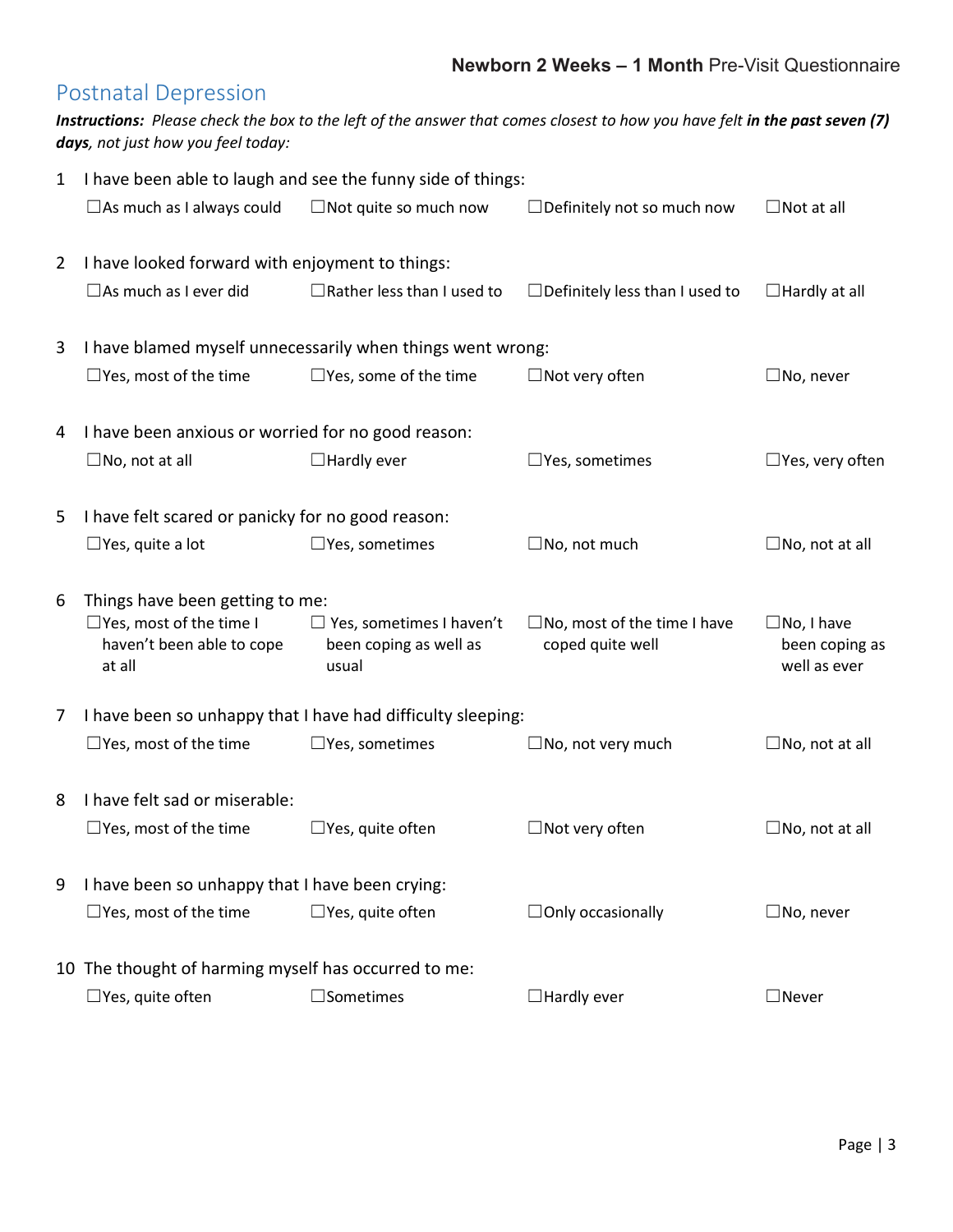**Newborn 2 Weeks – 1 Month** Pre-Visit Questionnaire

## Postnatal Depression

***Instructions:** Please check the box to the left of the answer that comes closest to how you have felt **in the past seven (7) days**, not just how you feel today:*

1. I have been able to laugh and see the funny side of things:
   - ☐As much as I always could
   - ☐Not quite so much now
   - ☐Definitely not so much now
   - ☐Not at all

2. I have looked forward with enjoyment to things:
   - ☐As much as I ever did
   - ☐Rather less than I used to
   - ☐Definitely less than I used to
   - ☐Hardly at all

3. I have blamed myself unnecessarily when things went wrong:
   - ☐Yes, most of the time
   - ☐Yes, some of the time
   - ☐Not very often
   - ☐No, never

4. I have been anxious or worried for no good reason:
   - ☐No, not at all
   - ☐Hardly ever
   - ☐Yes, sometimes
   - ☐Yes, very often

5. I have felt scared or panicky for no good reason:
   - ☐Yes, quite a lot
   - ☐Yes, sometimes
   - ☐No, not much
   - ☐No, not at all

6. Things have been getting to me:
   - ☐Yes, most of the time I haven't been able to cope at all
   - ☐ Yes, sometimes I haven't been coping as well as usual
   - ☐No, most of the time I have coped quite well
   - ☐No, I have been coping as well as ever

7. I have been so unhappy that I have had difficulty sleeping:
   - ☐Yes, most of the time
   - ☐Yes, sometimes
   - ☐No, not very much
   - ☐No, not at all

8. I have felt sad or miserable:
   - ☐Yes, most of the time
   - ☐Yes, quite often
   - ☐Not very often
   - ☐No, not at all

9. I have been so unhappy that I have been crying:
   - ☐Yes, most of the time
   - ☐Yes, quite often
   - ☐Only occasionally
   - ☐No, never

10. The thought of harming myself has occurred to me:
    - ☐Yes, quite often
    - ☐Sometimes
    - ☐Hardly ever
    - ☐Never